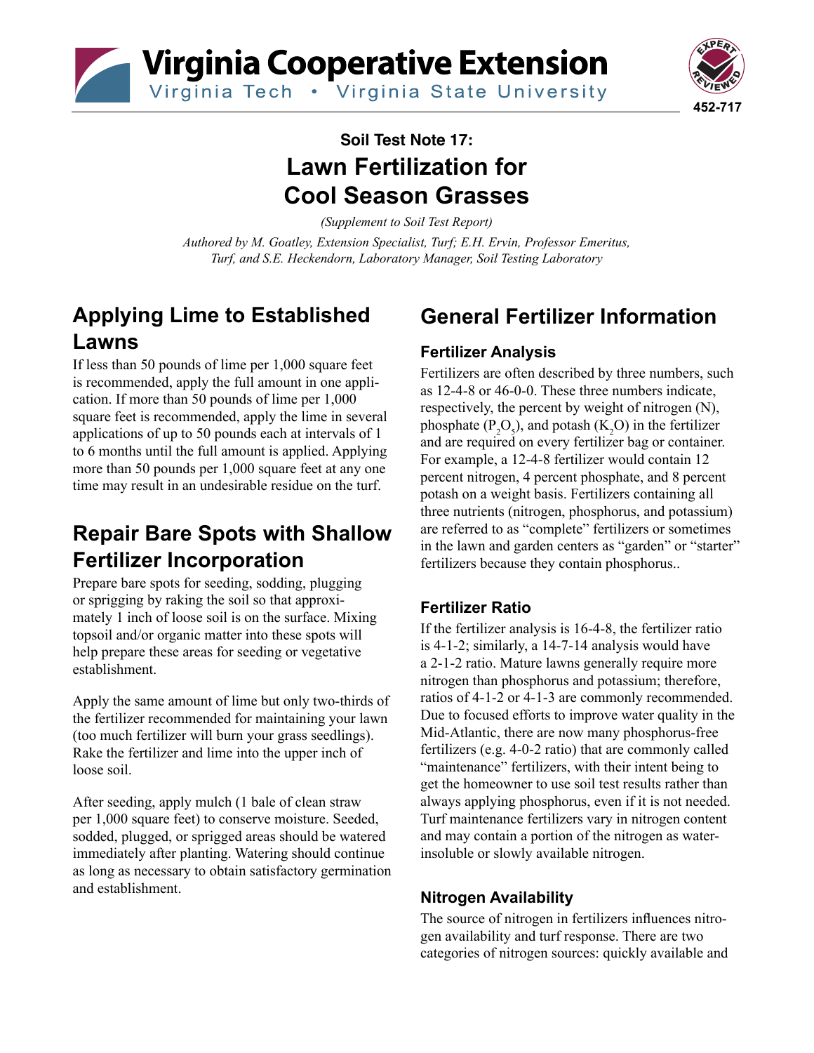Virginia Cooperative Extension
Virginia Tech • Virginia State University

452-717

### Soil Test Note 17:

# Lawn Fertilization for Cool Season Grasses

*(Supplement to Soil Test Report)*

*Authored by M. Goatley, Extension Specialist, Turf; E.H. Ervin, Professor Emeritus, Turf, and S.E. Heckendorn, Laboratory Manager, Soil Testing Laboratory*

## Applying Lime to Established Lawns

If less than 50 pounds of lime per 1,000 square feet is recommended, apply the full amount in one application. If more than 50 pounds of lime per 1,000 square feet is recommended, apply the lime in several applications of up to 50 pounds each at intervals of 1 to 6 months until the full amount is applied. Applying more than 50 pounds per 1,000 square feet at any one time may result in an undesirable residue on the turf.

## Repair Bare Spots with Shallow Fertilizer Incorporation

Prepare bare spots for seeding, sodding, plugging or sprigging by raking the soil so that approximately 1 inch of loose soil is on the surface. Mixing topsoil and/or organic matter into these spots will help prepare these areas for seeding or vegetative establishment.

Apply the same amount of lime but only two-thirds of the fertilizer recommended for maintaining your lawn (too much fertilizer will burn your grass seedlings). Rake the fertilizer and lime into the upper inch of loose soil.

After seeding, apply mulch (1 bale of clean straw per 1,000 square feet) to conserve moisture. Seeded, sodded, plugged, or sprigged areas should be watered immediately after planting. Watering should continue as long as necessary to obtain satisfactory germination and establishment.

## General Fertilizer Information

### Fertilizer Analysis

Fertilizers are often described by three numbers, such as 12-4-8 or 46-0-0. These three numbers indicate, respectively, the percent by weight of nitrogen (N), phosphate ($P_2O_5$), and potash ($K_2O$) in the fertilizer and are required on every fertilizer bag or container. For example, a 12-4-8 fertilizer would contain 12 percent nitrogen, 4 percent phosphate, and 8 percent potash on a weight basis. Fertilizers containing all three nutrients (nitrogen, phosphorus, and potassium) are referred to as "complete" fertilizers or sometimes in the lawn and garden centers as "garden" or "starter" fertilizers because they contain phosphorus..

### Fertilizer Ratio

If the fertilizer analysis is 16-4-8, the fertilizer ratio is 4-1-2; similarly, a 14-7-14 analysis would have a 2-1-2 ratio. Mature lawns generally require more nitrogen than phosphorus and potassium; therefore, ratios of 4-1-2 or 4-1-3 are commonly recommended. Due to focused efforts to improve water quality in the Mid-Atlantic, there are now many phosphorus-free fertilizers (e.g. 4-0-2 ratio) that are commonly called "maintenance" fertilizers, with their intent being to get the homeowner to use soil test results rather than always applying phosphorus, even if it is not needed. Turf maintenance fertilizers vary in nitrogen content and may contain a portion of the nitrogen as water-insoluble or slowly available nitrogen.

### Nitrogen Availability

The source of nitrogen in fertilizers influences nitrogen availability and turf response. There are two categories of nitrogen sources: quickly available and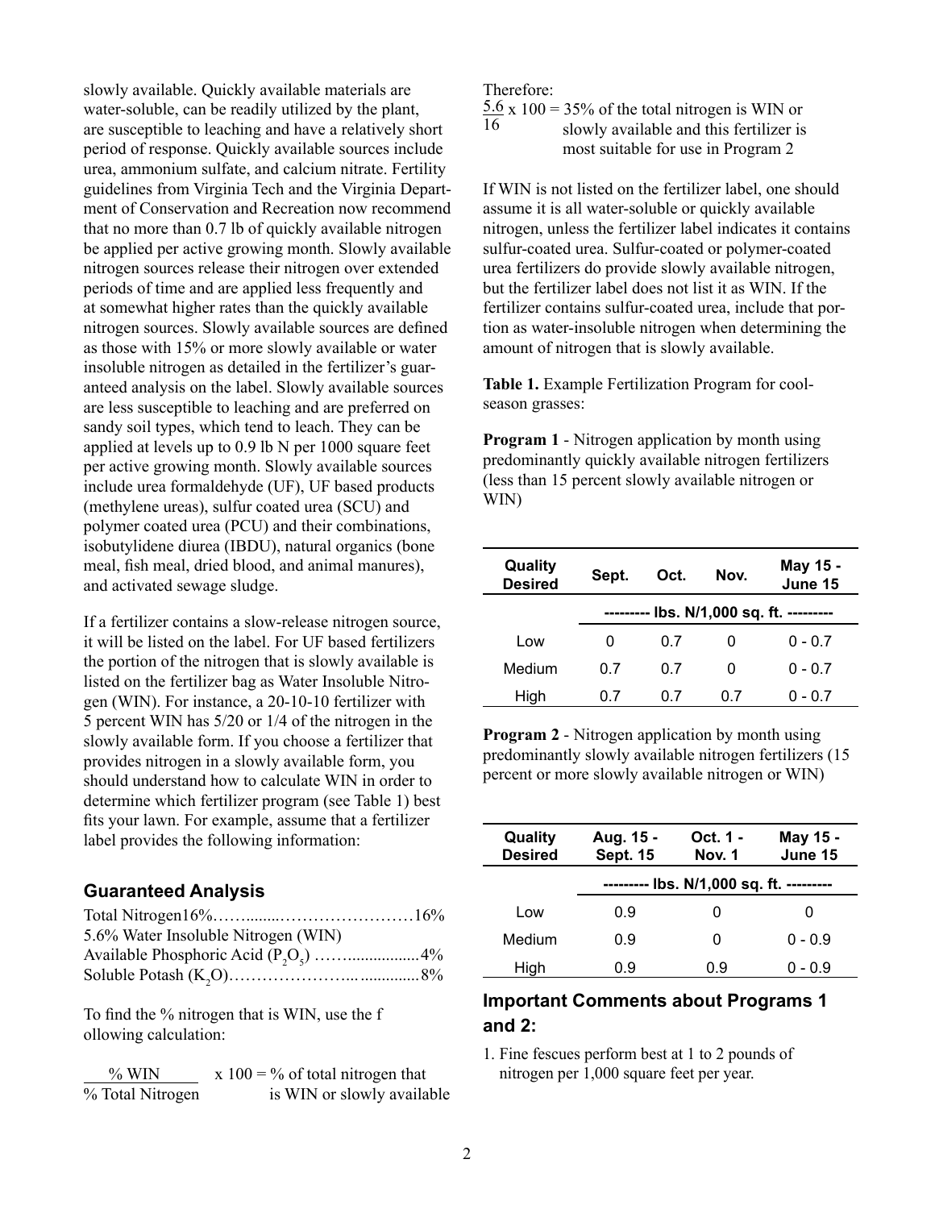slowly available. Quickly available materials are water-soluble, can be readily utilized by the plant, are susceptible to leaching and have a relatively short period of response. Quickly available sources include urea, ammonium sulfate, and calcium nitrate. Fertility guidelines from Virginia Tech and the Virginia Department of Conservation and Recreation now recommend that no more than 0.7 lb of quickly available nitrogen be applied per active growing month. Slowly available nitrogen sources release their nitrogen over extended periods of time and are applied less frequently and at somewhat higher rates than the quickly available nitrogen sources. Slowly available sources are defined as those with 15% or more slowly available or water insoluble nitrogen as detailed in the fertilizer's guaranteed analysis on the label. Slowly available sources are less susceptible to leaching and are preferred on sandy soil types, which tend to leach. They can be applied at levels up to 0.9 lb N per 1000 square feet per active growing month. Slowly available sources include urea formaldehyde (UF), UF based products (methylene ureas), sulfur coated urea (SCU) and polymer coated urea (PCU) and their combinations, isobutylidene diurea (IBDU), natural organics (bone meal, fish meal, dried blood, and animal manures), and activated sewage sludge.

If a fertilizer contains a slow-release nitrogen source, it will be listed on the label. For UF based fertilizers the portion of the nitrogen that is slowly available is listed on the fertilizer bag as Water Insoluble Nitrogen (WIN). For instance, a 20-10-10 fertilizer with 5 percent WIN has 5/20 or 1/4 of the nitrogen in the slowly available form. If you choose a fertilizer that provides nitrogen in a slowly available form, you should understand how to calculate WIN in order to determine which fertilizer program (see Table 1) best fits your lawn. For example, assume that a fertilizer label provides the following information:

## Guaranteed Analysis

Total Nitrogen16%……........……………………16%
5.6% Water Insoluble Nitrogen (WIN)
Available Phosphoric Acid ($P_2O_5$) ……................4%
Soluble Potash ($K_2O$)…………………...............8%

To find the % nitrogen that is WIN, use the f ollowing calculation:

$$\frac{\%\ \text{WIN}}{\%\ \text{Total Nitrogen}} \times 100 = \%\ \text{of total nitrogen that is WIN or slowly available}$$

Therefore:

$$\frac{5.6}{16} \times 100 = 35\%\ \text{of the total nitrogen is WIN or slowly available and this fertilizer is most suitable for use in Program 2}$$

If WIN is not listed on the fertilizer label, one should assume it is all water-soluble or quickly available nitrogen, unless the fertilizer label indicates it contains sulfur-coated urea. Sulfur-coated or polymer-coated urea fertilizers do provide slowly available nitrogen, but the fertilizer label does not list it as WIN. If the fertilizer contains sulfur-coated urea, include that portion as water-insoluble nitrogen when determining the amount of nitrogen that is slowly available.

**Table 1.** Example Fertilization Program for cool-season grasses:

**Program 1** - Nitrogen application by month using predominantly quickly available nitrogen fertilizers (less than 15 percent slowly available nitrogen or WIN)

| Quality Desired | Sept. | Oct. | Nov. | May 15 - June 15 |
|---|---|---|---|---|
| | --------- lbs. N/1,000 sq. ft. --------- | | | |
| Low | 0 | 0.7 | 0 | 0 - 0.7 |
| Medium | 0.7 | 0.7 | 0 | 0 - 0.7 |
| High | 0.7 | 0.7 | 0.7 | 0 - 0.7 |

**Program 2** - Nitrogen application by month using predominantly slowly available nitrogen fertilizers (15 percent or more slowly available nitrogen or WIN)

| Quality Desired | Aug. 15 - Sept. 15 | Oct. 1 - Nov. 1 | May 15 - June 15 |
|---|---|---|---|
| | --------- lbs. N/1,000 sq. ft. --------- | | |
| Low | 0.9 | 0 | 0 |
| Medium | 0.9 | 0 | 0 - 0.9 |
| High | 0.9 | 0.9 | 0 - 0.9 |

## Important Comments about Programs 1 and 2:

1. Fine fescues perform best at 1 to 2 pounds of nitrogen per 1,000 square feet per year.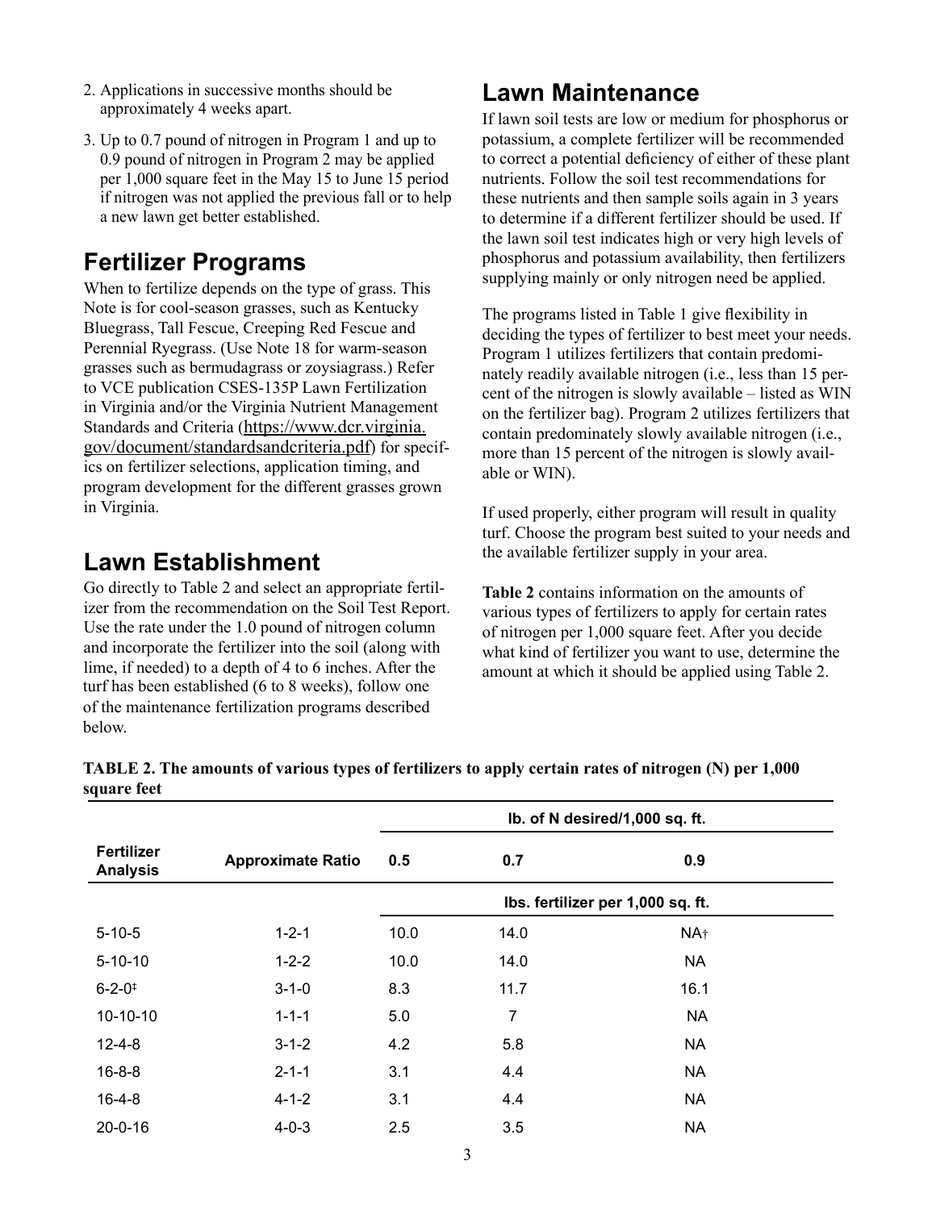2. Applications in successive months should be approximately 4 weeks apart.

3. Up to 0.7 pound of nitrogen in Program 1 and up to 0.9 pound of nitrogen in Program 2 may be applied per 1,000 square feet in the May 15 to June 15 period if nitrogen was not applied the previous fall or to help a new lawn get better established.

## Fertilizer Programs

When to fertilize depends on the type of grass. This Note is for cool-season grasses, such as Kentucky Bluegrass, Tall Fescue, Creeping Red Fescue and Perennial Ryegrass. (Use Note 18 for warm-season grasses such as bermudagrass or zoysiagrass.) Refer to VCE publication CSES-135P Lawn Fertilization in Virginia and/or the Virginia Nutrient Management Standards and Criteria (https://www.dcr.virginia.gov/document/standardsandcriteria.pdf) for specifics on fertilizer selections, application timing, and program development for the different grasses grown in Virginia.

## Lawn Establishment

Go directly to Table 2 and select an appropriate fertilizer from the recommendation on the Soil Test Report. Use the rate under the 1.0 pound of nitrogen column and incorporate the fertilizer into the soil (along with lime, if needed) to a depth of 4 to 6 inches. After the turf has been established (6 to 8 weeks), follow one of the maintenance fertilization programs described below.

## Lawn Maintenance

If lawn soil tests are low or medium for phosphorus or potassium, a complete fertilizer will be recommended to correct a potential deficiency of either of these plant nutrients. Follow the soil test recommendations for these nutrients and then sample soils again in 3 years to determine if a different fertilizer should be used. If the lawn soil test indicates high or very high levels of phosphorus and potassium availability, then fertilizers supplying mainly or only nitrogen need be applied.

The programs listed in Table 1 give flexibility in deciding the types of fertilizer to best meet your needs. Program 1 utilizes fertilizers that contain predominately readily available nitrogen (i.e., less than 15 percent of the nitrogen is slowly available – listed as WIN on the fertilizer bag). Program 2 utilizes fertilizers that contain predominately slowly available nitrogen (i.e., more than 15 percent of the nitrogen is slowly available or WIN).

If used properly, either program will result in quality turf. Choose the program best suited to your needs and the available fertilizer supply in your area.

**Table 2** contains information on the amounts of various types of fertilizers to apply for certain rates of nitrogen per 1,000 square feet. After you decide what kind of fertilizer you want to use, determine the amount at which it should be applied using Table 2.

**TABLE 2. The amounts of various types of fertilizers to apply certain rates of nitrogen (N) per 1,000 square feet**

| Fertilizer Analysis | Approximate Ratio | lb. of N desired/1,000 sq. ft. | | |
|---|---|---|---|---|
| | | 0.5 | 0.7 | 0.9 |
| | | lbs. fertilizer per 1,000 sq. ft. | | |
| 5-10-5 | 1-2-1 | 10.0 | 14.0 | NA† |
| 5-10-10 | 1-2-2 | 10.0 | 14.0 | NA |
| 6-2-0‡ | 3-1-0 | 8.3 | 11.7 | 16.1 |
| 10-10-10 | 1-1-1 | 5.0 | 7 | NA |
| 12-4-8 | 3-1-2 | 4.2 | 5.8 | NA |
| 16-8-8 | 2-1-1 | 3.1 | 4.4 | NA |
| 16-4-8 | 4-1-2 | 3.1 | 4.4 | NA |
| 20-0-16 | 4-0-3 | 2.5 | 3.5 | NA |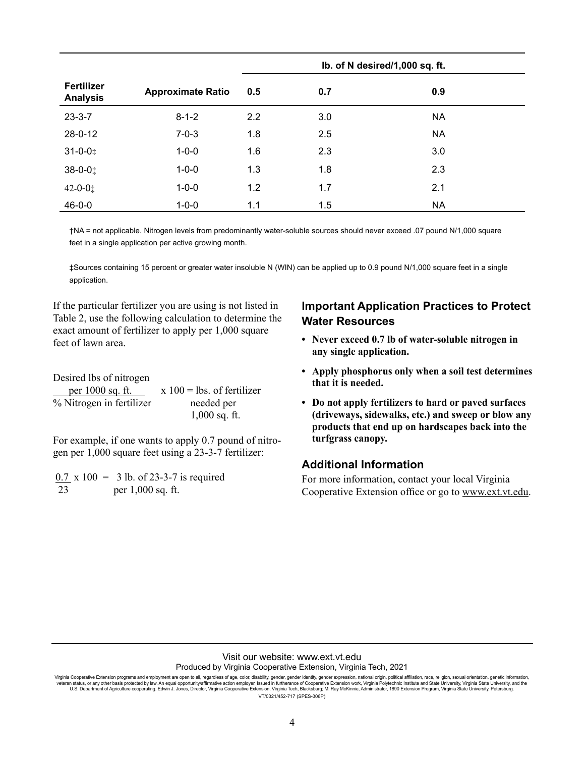| Fertilizer Analysis | Approximate Ratio | lb. of N desired/1,000 sq. ft. | | |
|---|---|---|---|---|
| | | 0.5 | 0.7 | 0.9 |
| 23-3-7 | 8-1-2 | 2.2 | 3.0 | NA |
| 28-0-12 | 7-0-3 | 1.8 | 2.5 | NA |
| 31-0-0‡ | 1-0-0 | 1.6 | 2.3 | 3.0 |
| 38-0-0‡ | 1-0-0 | 1.3 | 1.8 | 2.3 |
| 42-0-0‡ | 1-0-0 | 1.2 | 1.7 | 2.1 |
| 46-0-0 | 1-0-0 | 1.1 | 1.5 | NA |

†NA = not applicable. Nitrogen levels from predominantly water-soluble sources should never exceed .07 pound N/1,000 square feet in a single application per active growing month.

‡Sources containing 15 percent or greater water insoluble N (WIN) can be applied up to 0.9 pound N/1,000 square feet in a single application.

If the particular fertilizer you are using is not listed in Table 2, use the following calculation to determine the exact amount of fertilizer to apply per 1,000 square feet of lawn area.

$$\frac{\text{Desired lbs of nitrogen per 1000 sq. ft.}}{\text{\% Nitrogen in fertilizer}} \times 100 = \text{lbs. of fertilizer needed per 1,000 sq. ft.}$$

For example, if one wants to apply 0.7 pound of nitrogen per 1,000 square feet using a 23-3-7 fertilizer:

$$\frac{0.7}{23} \times 100 = \text{3 lb. of 23-3-7 is required per 1,000 sq. ft.}$$

## Important Application Practices to Protect Water Resources

- **Never exceed 0.7 lb of water-soluble nitrogen in any single application.**
- **Apply phosphorus only when a soil test determines that it is needed.**
- **Do not apply fertilizers to hard or paved surfaces (driveways, sidewalks, etc.) and sweep or blow any products that end up on hardscapes back into the turfgrass canopy.**

## Additional Information

For more information, contact your local Virginia Cooperative Extension office or go to www.ext.vt.edu.

Visit our website: www.ext.vt.edu
Produced by Virginia Cooperative Extension, Virginia Tech, 2021

Virginia Cooperative Extension programs and employment are open to all, regardless of age, color, disability, gender, gender identity, gender expression, national origin, political affiliation, race, religion, sexual orientation, genetic information, veteran status, or any other basis protected by law. An equal opportunity/affirmative action employer. Issued in furtherance of Cooperative Extension work, Virginia Polytechnic Institute and State University, Virginia State University, and the U.S. Department of Agriculture cooperating. Edwin J. Jones, Director, Virginia Cooperative Extension, Virginia Tech, Blacksburg; M. Ray McKinnie, Administrator, 1890 Extension Program, Virginia State University, Petersburg.

VT/0321/452-717 (SPES-306P)